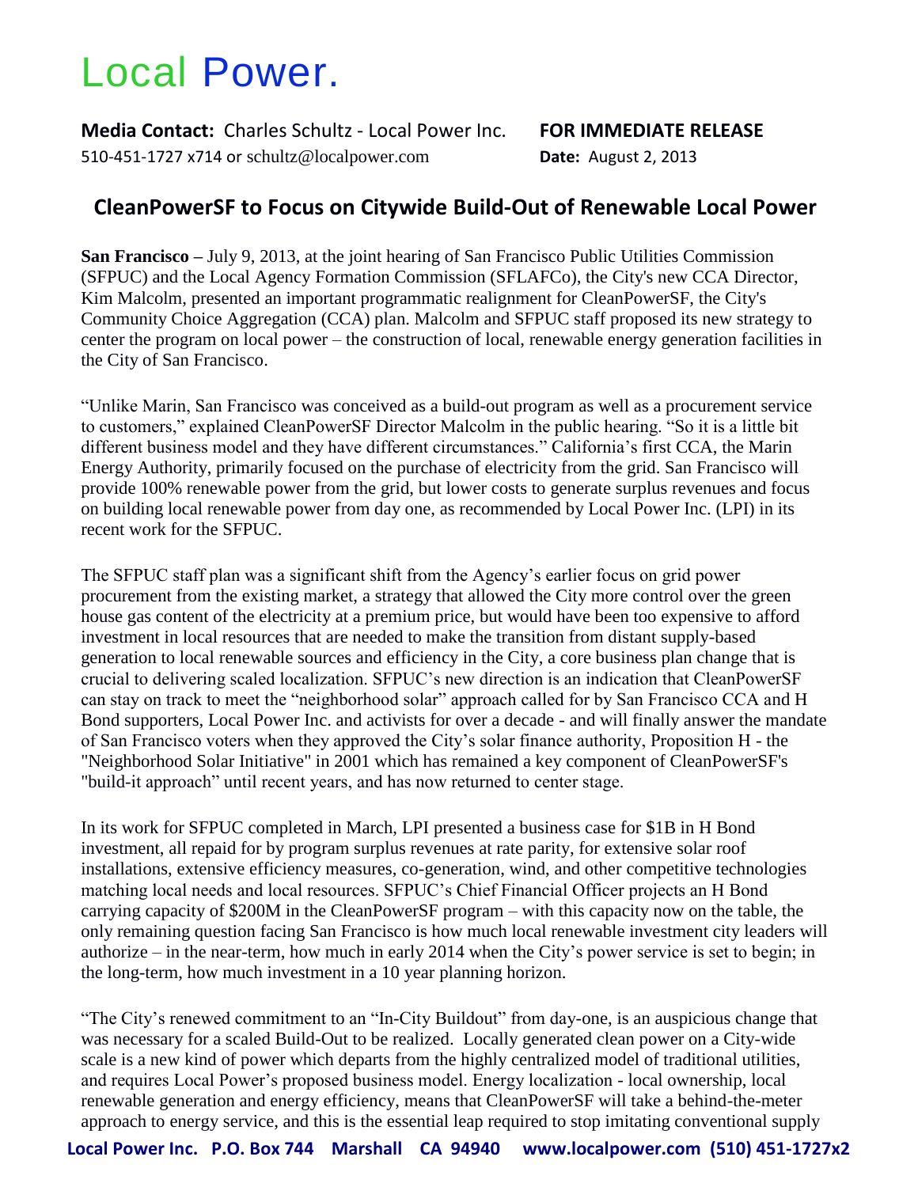# Local Power.

**Media Contact:** Charles Schultz - Local Power Inc.
510-451-1727 x714 or schultz@localpower.com

**FOR IMMEDIATE RELEASE**
**Date:** August 2, 2013

## CleanPowerSF to Focus on Citywide Build-Out of Renewable Local Power

**San Francisco –** July 9, 2013, at the joint hearing of San Francisco Public Utilities Commission (SFPUC) and the Local Agency Formation Commission (SFLAFCo), the City's new CCA Director, Kim Malcolm, presented an important programmatic realignment for CleanPowerSF, the City's Community Choice Aggregation (CCA) plan. Malcolm and SFPUC staff proposed its new strategy to center the program on local power – the construction of local, renewable energy generation facilities in the City of San Francisco.

"Unlike Marin, San Francisco was conceived as a build-out program as well as a procurement service to customers," explained CleanPowerSF Director Malcolm in the public hearing. "So it is a little bit different business model and they have different circumstances." California's first CCA, the Marin Energy Authority, primarily focused on the purchase of electricity from the grid. San Francisco will provide 100% renewable power from the grid, but lower costs to generate surplus revenues and focus on building local renewable power from day one, as recommended by Local Power Inc. (LPI) in its recent work for the SFPUC.

The SFPUC staff plan was a significant shift from the Agency's earlier focus on grid power procurement from the existing market, a strategy that allowed the City more control over the green house gas content of the electricity at a premium price, but would have been too expensive to afford investment in local resources that are needed to make the transition from distant supply-based generation to local renewable sources and efficiency in the City, a core business plan change that is crucial to delivering scaled localization. SFPUC's new direction is an indication that CleanPowerSF can stay on track to meet the "neighborhood solar" approach called for by San Francisco CCA and H Bond supporters, Local Power Inc. and activists for over a decade - and will finally answer the mandate of San Francisco voters when they approved the City's solar finance authority, Proposition H - the "Neighborhood Solar Initiative" in 2001 which has remained a key component of CleanPowerSF's "build-it approach" until recent years, and has now returned to center stage.

In its work for SFPUC completed in March, LPI presented a business case for $1B in H Bond investment, all repaid for by program surplus revenues at rate parity, for extensive solar roof installations, extensive efficiency measures, co-generation, wind, and other competitive technologies matching local needs and local resources. SFPUC's Chief Financial Officer projects an H Bond carrying capacity of $200M in the CleanPowerSF program – with this capacity now on the table, the only remaining question facing San Francisco is how much local renewable investment city leaders will authorize – in the near-term, how much in early 2014 when the City's power service is set to begin; in the long-term, how much investment in a 10 year planning horizon.

"The City's renewed commitment to an "In-City Buildout" from day-one, is an auspicious change that was necessary for a scaled Build-Out to be realized. Locally generated clean power on a City-wide scale is a new kind of power which departs from the highly centralized model of traditional utilities, and requires Local Power's proposed business model. Energy localization - local ownership, local renewable generation and energy efficiency, means that CleanPowerSF will take a behind-the-meter approach to energy service, and this is the essential leap required to stop imitating conventional supply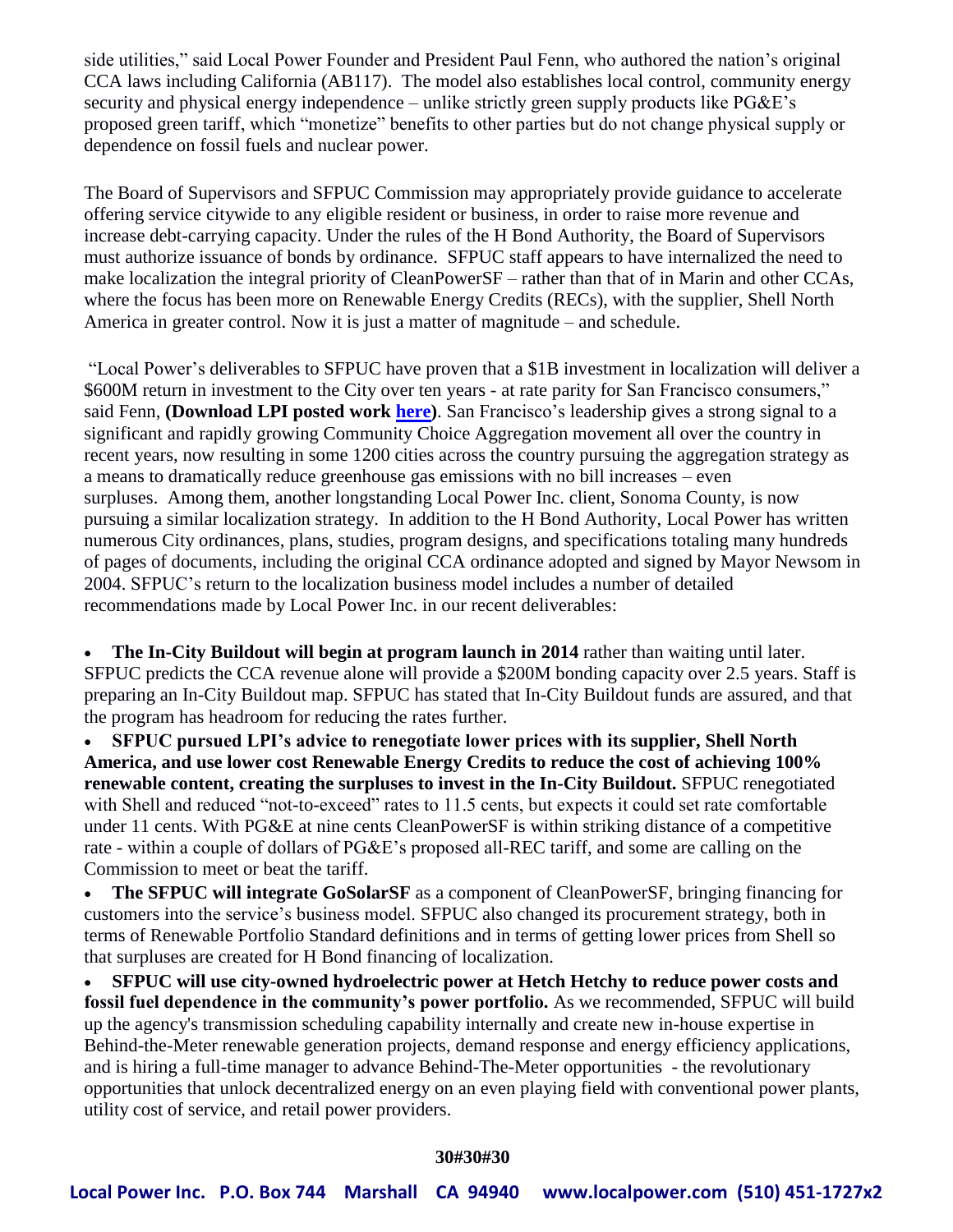side utilities," said Local Power Founder and President Paul Fenn, who authored the nation's original CCA laws including California (AB117). The model also establishes local control, community energy security and physical energy independence – unlike strictly green supply products like PG&E's proposed green tariff, which "monetize" benefits to other parties but do not change physical supply or dependence on fossil fuels and nuclear power.

The Board of Supervisors and SFPUC Commission may appropriately provide guidance to accelerate offering service citywide to any eligible resident or business, in order to raise more revenue and increase debt-carrying capacity. Under the rules of the H Bond Authority, the Board of Supervisors must authorize issuance of bonds by ordinance. SFPUC staff appears to have internalized the need to make localization the integral priority of CleanPowerSF – rather than that of in Marin and other CCAs, where the focus has been more on Renewable Energy Credits (RECs), with the supplier, Shell North America in greater control. Now it is just a matter of magnitude – and schedule.

"Local Power's deliverables to SFPUC have proven that a $1B investment in localization will deliver a $600M return in investment to the City over ten years - at rate parity for San Francisco consumers," said Fenn, **(Download LPI posted work here)**. San Francisco's leadership gives a strong signal to a significant and rapidly growing Community Choice Aggregation movement all over the country in recent years, now resulting in some 1200 cities across the country pursuing the aggregation strategy as a means to dramatically reduce greenhouse gas emissions with no bill increases – even surpluses. Among them, another longstanding Local Power Inc. client, Sonoma County, is now pursuing a similar localization strategy. In addition to the H Bond Authority, Local Power has written numerous City ordinances, plans, studies, program designs, and specifications totaling many hundreds of pages of documents, including the original CCA ordinance adopted and signed by Mayor Newsom in 2004. SFPUC's return to the localization business model includes a number of detailed recommendations made by Local Power Inc. in our recent deliverables:

- **The In-City Buildout will begin at program launch in 2014** rather than waiting until later. SFPUC predicts the CCA revenue alone will provide a $200M bonding capacity over 2.5 years. Staff is preparing an In-City Buildout map. SFPUC has stated that In-City Buildout funds are assured, and that the program has headroom for reducing the rates further.
- **SFPUC pursued LPI's advice to renegotiate lower prices with its supplier, Shell North America, and use lower cost Renewable Energy Credits to reduce the cost of achieving 100% renewable content, creating the surpluses to invest in the In-City Buildout.** SFPUC renegotiated with Shell and reduced "not-to-exceed" rates to 11.5 cents, but expects it could set rate comfortable under 11 cents. With PG&E at nine cents CleanPowerSF is within striking distance of a competitive rate - within a couple of dollars of PG&E's proposed all-REC tariff, and some are calling on the Commission to meet or beat the tariff.
- **The SFPUC will integrate GoSolarSF** as a component of CleanPowerSF, bringing financing for customers into the service's business model. SFPUC also changed its procurement strategy, both in terms of Renewable Portfolio Standard definitions and in terms of getting lower prices from Shell so that surpluses are created for H Bond financing of localization.
- **SFPUC will use city-owned hydroelectric power at Hetch Hetchy to reduce power costs and fossil fuel dependence in the community's power portfolio.** As we recommended, SFPUC will build up the agency's transmission scheduling capability internally and create new in-house expertise in Behind-the-Meter renewable generation projects, demand response and energy efficiency applications, and is hiring a full-time manager to advance Behind-The-Meter opportunities - the revolutionary opportunities that unlock decentralized energy on an even playing field with conventional power plants, utility cost of service, and retail power providers.

**30#30#30**

**Local Power Inc. P.O. Box 744 Marshall CA 94940 www.localpower.com (510) 451-1727x2**